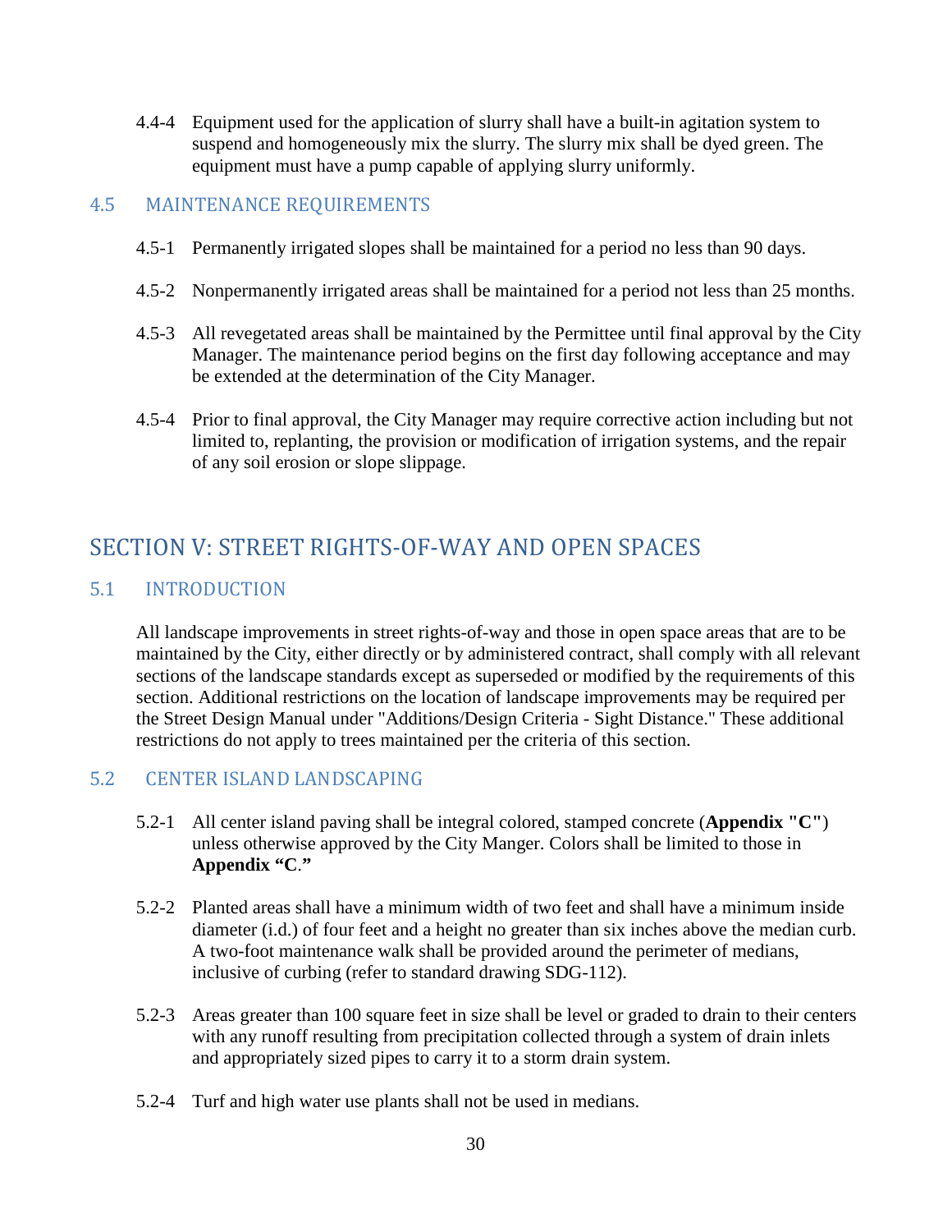4.4-4 Equipment used for the application of slurry shall have a built-in agitation system to suspend and homogeneously mix the slurry. The slurry mix shall be dyed green. The equipment must have a pump capable of applying slurry uniformly.

## 4.5 MAINTENANCE REQUIREMENTS

4.5-1 Permanently irrigated slopes shall be maintained for a period no less than 90 days.

4.5-2 Nonpermanently irrigated areas shall be maintained for a period not less than 25 months.

4.5-3 All revegetated areas shall be maintained by the Permittee until final approval by the City Manager. The maintenance period begins on the first day following acceptance and may be extended at the determination of the City Manager.

4.5-4 Prior to final approval, the City Manager may require corrective action including but not limited to, replanting, the provision or modification of irrigation systems, and the repair of any soil erosion or slope slippage.

# SECTION V: STREET RIGHTS-OF-WAY AND OPEN SPACES

## 5.1 INTRODUCTION

All landscape improvements in street rights-of-way and those in open space areas that are to be maintained by the City, either directly or by administered contract, shall comply with all relevant sections of the landscape standards except as superseded or modified by the requirements of this section. Additional restrictions on the location of landscape improvements may be required per the Street Design Manual under "Additions/Design Criteria - Sight Distance." These additional restrictions do not apply to trees maintained per the criteria of this section.

## 5.2 CENTER ISLAND LANDSCAPING

5.2-1 All center island paving shall be integral colored, stamped concrete (**Appendix "C"**) unless otherwise approved by the City Manger. Colors shall be limited to those in **Appendix "C."**

5.2-2 Planted areas shall have a minimum width of two feet and shall have a minimum inside diameter (i.d.) of four feet and a height no greater than six inches above the median curb. A two-foot maintenance walk shall be provided around the perimeter of medians, inclusive of curbing (refer to standard drawing SDG-112).

5.2-3 Areas greater than 100 square feet in size shall be level or graded to drain to their centers with any runoff resulting from precipitation collected through a system of drain inlets and appropriately sized pipes to carry it to a storm drain system.

5.2-4 Turf and high water use plants shall not be used in medians.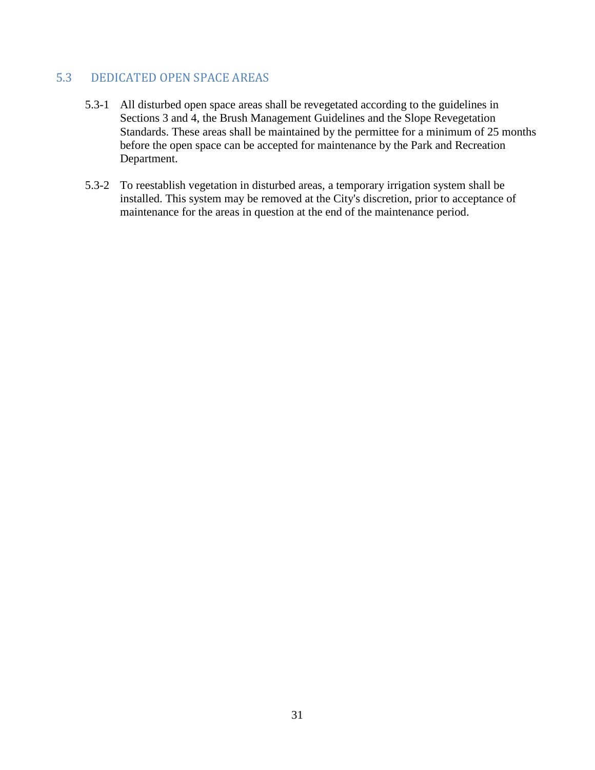## 5.3 DEDICATED OPEN SPACE AREAS

5.3-1 All disturbed open space areas shall be revegetated according to the guidelines in Sections 3 and 4, the Brush Management Guidelines and the Slope Revegetation Standards. These areas shall be maintained by the permittee for a minimum of 25 months before the open space can be accepted for maintenance by the Park and Recreation Department.

5.3-2 To reestablish vegetation in disturbed areas, a temporary irrigation system shall be installed. This system may be removed at the City's discretion, prior to acceptance of maintenance for the areas in question at the end of the maintenance period.